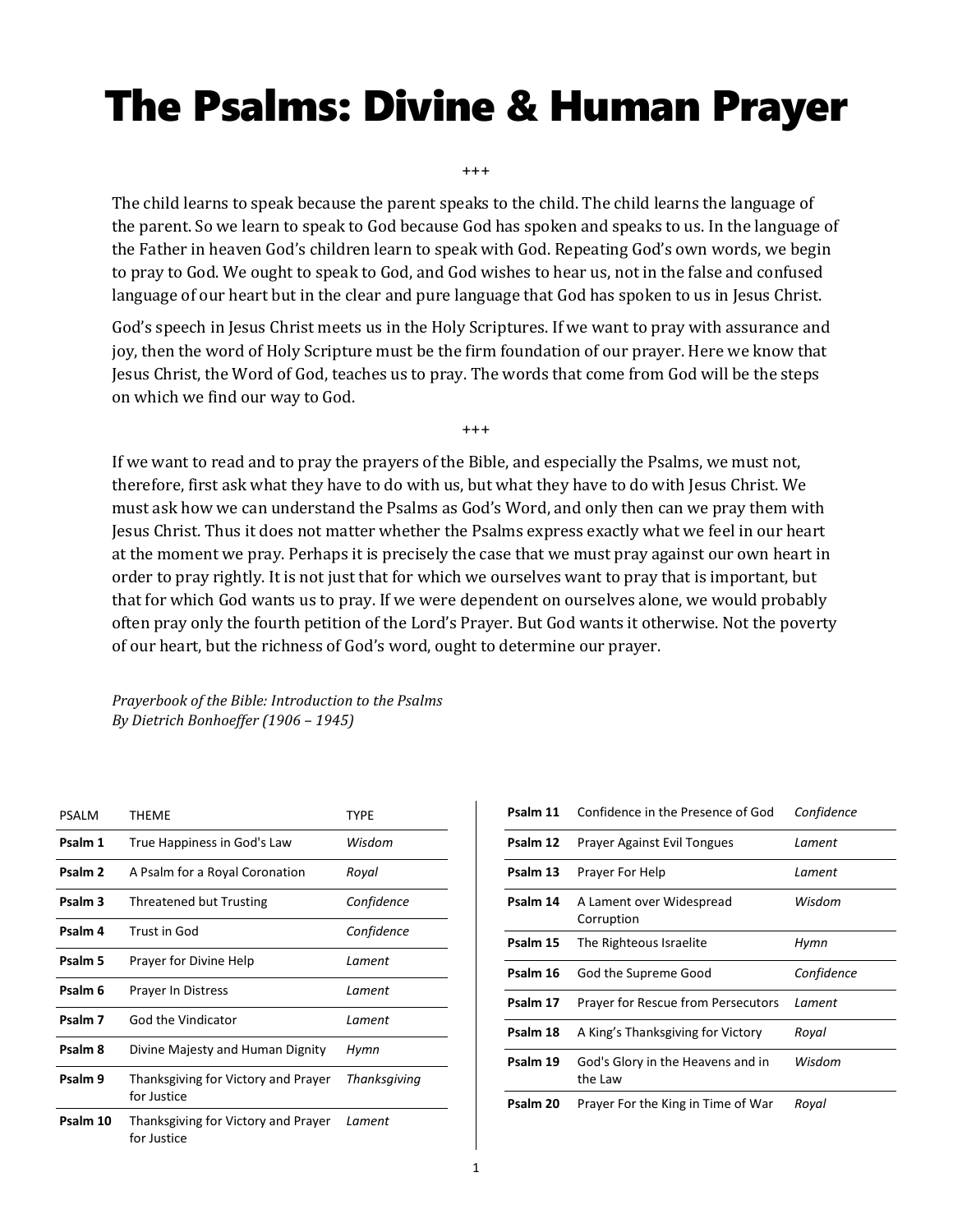# The Psalms: Divine & Human Prayer

+++

The child learns to speak because the parent speaks to the child. The child learns the language of the parent. So we learn to speak to God because God has spoken and speaks to us. In the language of the Father in heaven God's children learn to speak with God. Repeating God's own words, we begin to pray to God. We ought to speak to God, and God wishes to hear us, not in the false and confused language of our heart but in the clear and pure language that God has spoken to us in Jesus Christ.

God's speech in Jesus Christ meets us in the Holy Scriptures. If we want to pray with assurance and joy, then the word of Holy Scripture must be the firm foundation of our prayer. Here we know that Jesus Christ, the Word of God, teaches us to pray. The words that come from God will be the steps on which we find our way to God.

+++

If we want to read and to pray the prayers of the Bible, and especially the Psalms, we must not, therefore, first ask what they have to do with us, but what they have to do with Jesus Christ. We must ask how we can understand the Psalms as God's Word, and only then can we pray them with Jesus Christ. Thus it does not matter whether the Psalms express exactly what we feel in our heart at the moment we pray. Perhaps it is precisely the case that we must pray against our own heart in order to pray rightly. It is not just that for which we ourselves want to pray that is important, but that for which God wants us to pray. If we were dependent on ourselves alone, we would probably often pray only the fourth petition of the Lord's Prayer. But God wants it otherwise. Not the poverty of our heart, but the richness of God's word, ought to determine our prayer.

*Prayerbook of the Bible: Introduction to the Psalms*
*By Dietrich Bonhoeffer (1906 – 1945)*

| PSALM | THEME | TYPE |
|---|---|---|
| **Psalm 1** | True Happiness in God's Law | *Wisdom* |
| **Psalm 2** | A Psalm for a Royal Coronation | *Royal* |
| **Psalm 3** | Threatened but Trusting | *Confidence* |
| **Psalm 4** | Trust in God | *Confidence* |
| **Psalm 5** | Prayer for Divine Help | *Lament* |
| **Psalm 6** | Prayer In Distress | *Lament* |
| **Psalm 7** | God the Vindicator | *Lament* |
| **Psalm 8** | Divine Majesty and Human Dignity | *Hymn* |
| **Psalm 9** | Thanksgiving for Victory and Prayer for Justice | *Thanksgiving* |
| **Psalm 10** | Thanksgiving for Victory and Prayer for Justice | *Lament* |
| **Psalm 11** | Confidence in the Presence of God | *Confidence* |
| **Psalm 12** | Prayer Against Evil Tongues | *Lament* |
| **Psalm 13** | Prayer For Help | *Lament* |
| **Psalm 14** | A Lament over Widespread Corruption | *Wisdom* |
| **Psalm 15** | The Righteous Israelite | *Hymn* |
| **Psalm 16** | God the Supreme Good | *Confidence* |
| **Psalm 17** | Prayer for Rescue from Persecutors | *Lament* |
| **Psalm 18** | A King's Thanksgiving for Victory | *Royal* |
| **Psalm 19** | God's Glory in the Heavens and in the Law | *Wisdom* |
| **Psalm 20** | Prayer For the King in Time of War | *Royal* |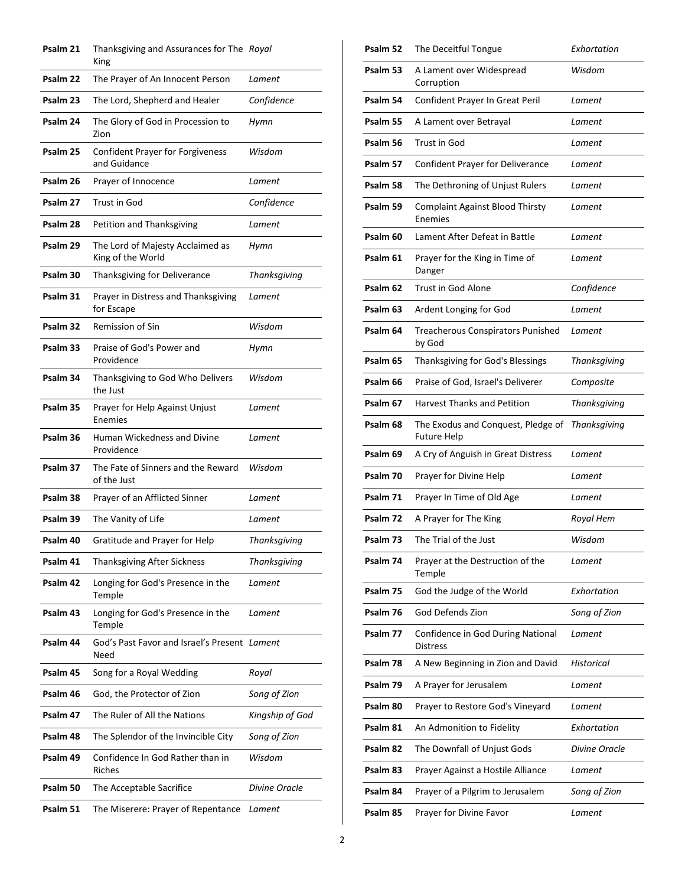| | | |
|---|---|---|
| **Psalm 21** | Thanksgiving and Assurances for The King | *Royal* |
| **Psalm 22** | The Prayer of An Innocent Person | *Lament* |
| **Psalm 23** | The Lord, Shepherd and Healer | *Confidence* |
| **Psalm 24** | The Glory of God in Procession to Zion | *Hymn* |
| **Psalm 25** | Confident Prayer for Forgiveness and Guidance | *Wisdom* |
| **Psalm 26** | Prayer of Innocence | *Lament* |
| **Psalm 27** | Trust in God | *Confidence* |
| **Psalm 28** | Petition and Thanksgiving | *Lament* |
| **Psalm 29** | The Lord of Majesty Acclaimed as King of the World | *Hymn* |
| **Psalm 30** | Thanksgiving for Deliverance | *Thanksgiving* |
| **Psalm 31** | Prayer in Distress and Thanksgiving for Escape | *Lament* |
| **Psalm 32** | Remission of Sin | *Wisdom* |
| **Psalm 33** | Praise of God's Power and Providence | *Hymn* |
| **Psalm 34** | Thanksgiving to God Who Delivers the Just | *Wisdom* |
| **Psalm 35** | Prayer for Help Against Unjust Enemies | *Lament* |
| **Psalm 36** | Human Wickedness and Divine Providence | *Lament* |
| **Psalm 37** | The Fate of Sinners and the Reward of the Just | *Wisdom* |
| **Psalm 38** | Prayer of an Afflicted Sinner | *Lament* |
| **Psalm 39** | The Vanity of Life | *Lament* |
| **Psalm 40** | Gratitude and Prayer for Help | *Thanksgiving* |
| **Psalm 41** | Thanksgiving After Sickness | *Thanksgiving* |
| **Psalm 42** | Longing for God's Presence in the Temple | *Lament* |
| **Psalm 43** | Longing for God's Presence in the Temple | *Lament* |
| **Psalm 44** | God's Past Favor and Israel's Present Need | *Lament* |
| **Psalm 45** | Song for a Royal Wedding | *Royal* |
| **Psalm 46** | God, the Protector of Zion | *Song of Zion* |
| **Psalm 47** | The Ruler of All the Nations | *Kingship of God* |
| **Psalm 48** | The Splendor of the Invincible City | *Song of Zion* |
| **Psalm 49** | Confidence In God Rather than in Riches | *Wisdom* |
| **Psalm 50** | The Acceptable Sacrifice | *Divine Oracle* |
| **Psalm 51** | The Miserere: Prayer of Repentance | *Lament* |
| **Psalm 52** | The Deceitful Tongue | *Exhortation* |
| **Psalm 53** | A Lament over Widespread Corruption | *Wisdom* |
| **Psalm 54** | Confident Prayer In Great Peril | *Lament* |
| **Psalm 55** | A Lament over Betrayal | *Lament* |
| **Psalm 56** | Trust in God | *Lament* |
| **Psalm 57** | Confident Prayer for Deliverance | *Lament* |
| **Psalm 58** | The Dethroning of Unjust Rulers | *Lament* |
| **Psalm 59** | Complaint Against Blood Thirsty Enemies | *Lament* |
| **Psalm 60** | Lament After Defeat in Battle | *Lament* |
| **Psalm 61** | Prayer for the King in Time of Danger | *Lament* |
| **Psalm 62** | Trust in God Alone | *Confidence* |
| **Psalm 63** | Ardent Longing for God | *Lament* |
| **Psalm 64** | Treacherous Conspirators Punished by God | *Lament* |
| **Psalm 65** | Thanksgiving for God's Blessings | *Thanksgiving* |
| **Psalm 66** | Praise of God, Israel's Deliverer | *Composite* |
| **Psalm 67** | Harvest Thanks and Petition | *Thanksgiving* |
| **Psalm 68** | The Exodus and Conquest, Pledge of Future Help | *Thanksgiving* |
| **Psalm 69** | A Cry of Anguish in Great Distress | *Lament* |
| **Psalm 70** | Prayer for Divine Help | *Lament* |
| **Psalm 71** | Prayer In Time of Old Age | *Lament* |
| **Psalm 72** | A Prayer for The King | *Royal Hem* |
| **Psalm 73** | The Trial of the Just | *Wisdom* |
| **Psalm 74** | Prayer at the Destruction of the Temple | *Lament* |
| **Psalm 75** | God the Judge of the World | *Exhortation* |
| **Psalm 76** | God Defends Zion | *Song of Zion* |
| **Psalm 77** | Confidence in God During National Distress | *Lament* |
| **Psalm 78** | A New Beginning in Zion and David | *Historical* |
| **Psalm 79** | A Prayer for Jerusalem | *Lament* |
| **Psalm 80** | Prayer to Restore God's Vineyard | *Lament* |
| **Psalm 81** | An Admonition to Fidelity | *Exhortation* |
| **Psalm 82** | The Downfall of Unjust Gods | *Divine Oracle* |
| **Psalm 83** | Prayer Against a Hostile Alliance | *Lament* |
| **Psalm 84** | Prayer of a Pilgrim to Jerusalem | *Song of Zion* |
| **Psalm 85** | Prayer for Divine Favor | *Lament* |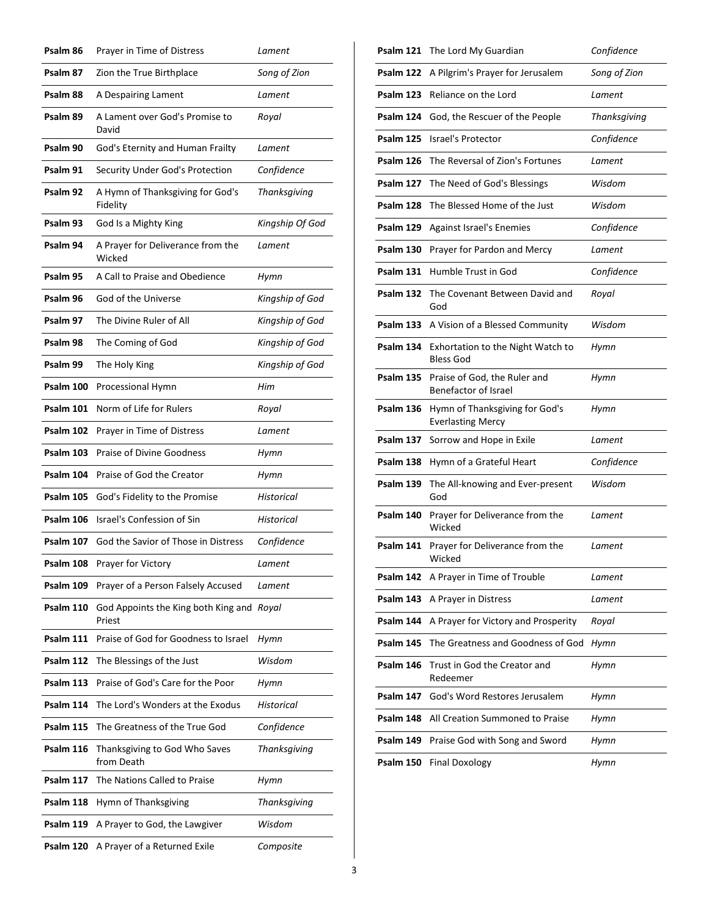| | | |
|---|---|---|
| **Psalm 86** | Prayer in Time of Distress | *Lament* |
| **Psalm 87** | Zion the True Birthplace | *Song of Zion* |
| **Psalm 88** | A Despairing Lament | *Lament* |
| **Psalm 89** | A Lament over God's Promise to David | *Royal* |
| **Psalm 90** | God's Eternity and Human Frailty | *Lament* |
| **Psalm 91** | Security Under God's Protection | *Confidence* |
| **Psalm 92** | A Hymn of Thanksgiving for God's Fidelity | *Thanksgiving* |
| **Psalm 93** | God Is a Mighty King | *Kingship Of God* |
| **Psalm 94** | A Prayer for Deliverance from the Wicked | *Lament* |
| **Psalm 95** | A Call to Praise and Obedience | *Hymn* |
| **Psalm 96** | God of the Universe | *Kingship of God* |
| **Psalm 97** | The Divine Ruler of All | *Kingship of God* |
| **Psalm 98** | The Coming of God | *Kingship of God* |
| **Psalm 99** | The Holy King | *Kingship of God* |
| **Psalm 100** | Processional Hymn | *Him* |
| **Psalm 101** | Norm of Life for Rulers | *Royal* |
| **Psalm 102** | Prayer in Time of Distress | *Lament* |
| **Psalm 103** | Praise of Divine Goodness | *Hymn* |
| **Psalm 104** | Praise of God the Creator | *Hymn* |
| **Psalm 105** | God's Fidelity to the Promise | *Historical* |
| **Psalm 106** | Israel's Confession of Sin | *Historical* |
| **Psalm 107** | God the Savior of Those in Distress | *Confidence* |
| **Psalm 108** | Prayer for Victory | *Lament* |
| **Psalm 109** | Prayer of a Person Falsely Accused | *Lament* |
| **Psalm 110** | God Appoints the King both King and Priest | *Royal* |
| **Psalm 111** | Praise of God for Goodness to Israel | *Hymn* |
| **Psalm 112** | The Blessings of the Just | *Wisdom* |
| **Psalm 113** | Praise of God's Care for the Poor | *Hymn* |
| **Psalm 114** | The Lord's Wonders at the Exodus | *Historical* |
| **Psalm 115** | The Greatness of the True God | *Confidence* |
| **Psalm 116** | Thanksgiving to God Who Saves from Death | *Thanksgiving* |
| **Psalm 117** | The Nations Called to Praise | *Hymn* |
| **Psalm 118** | Hymn of Thanksgiving | *Thanksgiving* |
| **Psalm 119** | A Prayer to God, the Lawgiver | *Wisdom* |
| **Psalm 120** | A Prayer of a Returned Exile | *Composite* |
| **Psalm 121** | The Lord My Guardian | *Confidence* |
| **Psalm 122** | A Pilgrim's Prayer for Jerusalem | *Song of Zion* |
| **Psalm 123** | Reliance on the Lord | *Lament* |
| **Psalm 124** | God, the Rescuer of the People | *Thanksgiving* |
| **Psalm 125** | Israel's Protector | *Confidence* |
| **Psalm 126** | The Reversal of Zion's Fortunes | *Lament* |
| **Psalm 127** | The Need of God's Blessings | *Wisdom* |
| **Psalm 128** | The Blessed Home of the Just | *Wisdom* |
| **Psalm 129** | Against Israel's Enemies | *Confidence* |
| **Psalm 130** | Prayer for Pardon and Mercy | *Lament* |
| **Psalm 131** | Humble Trust in God | *Confidence* |
| **Psalm 132** | The Covenant Between David and God | *Royal* |
| **Psalm 133** | A Vision of a Blessed Community | *Wisdom* |
| **Psalm 134** | Exhortation to the Night Watch to Bless God | *Hymn* |
| **Psalm 135** | Praise of God, the Ruler and Benefactor of Israel | *Hymn* |
| **Psalm 136** | Hymn of Thanksgiving for God's Everlasting Mercy | *Hymn* |
| **Psalm 137** | Sorrow and Hope in Exile | *Lament* |
| **Psalm 138** | Hymn of a Grateful Heart | *Confidence* |
| **Psalm 139** | The All-knowing and Ever-present God | *Wisdom* |
| **Psalm 140** | Prayer for Deliverance from the Wicked | *Lament* |
| **Psalm 141** | Prayer for Deliverance from the Wicked | *Lament* |
| **Psalm 142** | A Prayer in Time of Trouble | *Lament* |
| **Psalm 143** | A Prayer in Distress | *Lament* |
| **Psalm 144** | A Prayer for Victory and Prosperity | *Royal* |
| **Psalm 145** | The Greatness and Goodness of God | *Hymn* |
| **Psalm 146** | Trust in God the Creator and Redeemer | *Hymn* |
| **Psalm 147** | God's Word Restores Jerusalem | *Hymn* |
| **Psalm 148** | All Creation Summoned to Praise | *Hymn* |
| **Psalm 149** | Praise God with Song and Sword | *Hymn* |
| **Psalm 150** | Final Doxology | *Hymn* |